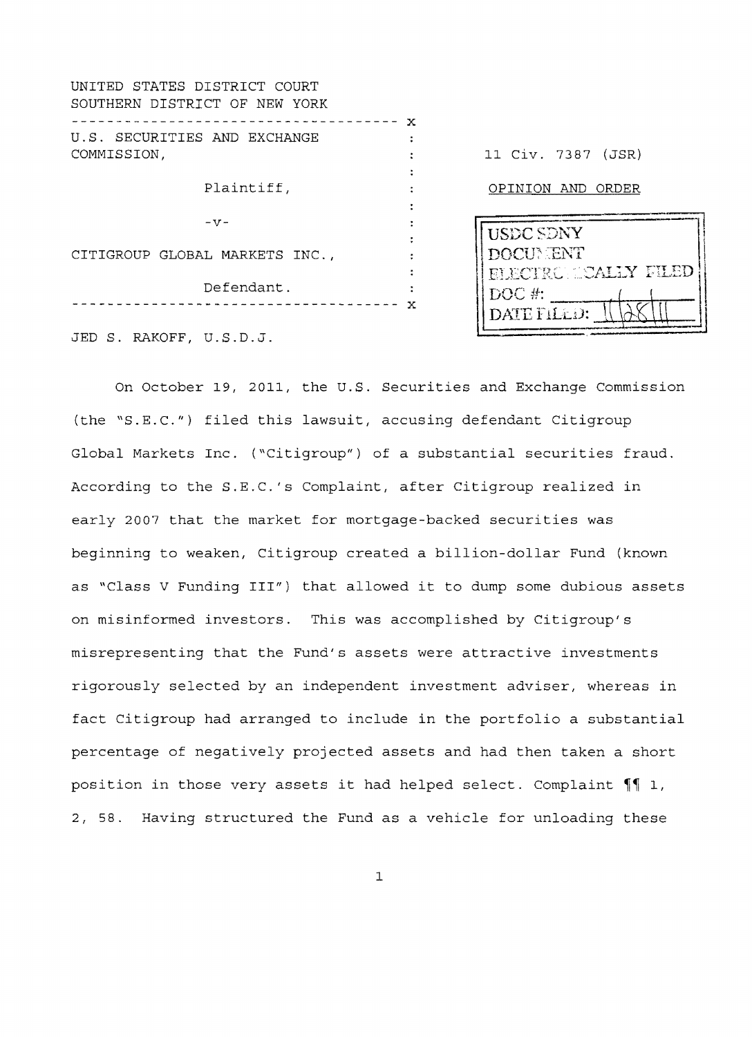UNITED STATES DISTRICT COURT
SOUTHERN DISTRICT OF NEW YORK

U.S. SECURITIES AND EXCHANGE COMMISSION,

Plaintiff,

-v-

CITIGROUP GLOBAL MARKETS INC.,

Defendant.

11 Civ. 7387 (JSR)

OPINION AND ORDER

USDC SDNY
DOCUMENT
ELECTRONICALLY FILED
DOC #:
DATE FILED: 11/28/11

JED S. RAKOFF, U.S.D.J.

On October 19, 2011, the U.S. Securities and Exchange Commission (the "S.E.C.") filed this lawsuit, accusing defendant Citigroup Global Markets Inc. ("Citigroup") of a substantial securities fraud. According to the S.E.C.'s Complaint, after Citigroup realized in early 2007 that the market for mortgage-backed securities was beginning to weaken, Citigroup created a billion-dollar Fund (known as "Class V Funding III") that allowed it to dump some dubious assets on misinformed investors. This was accomplished by Citigroup's misrepresenting that the Fund's assets were attractive investments rigorously selected by an independent investment adviser, whereas in fact Citigroup had arranged to include in the portfolio a substantial percentage of negatively projected assets and had then taken a short position in those very assets it had helped select. Complaint ¶¶ 1, 2, 58. Having structured the Fund as a vehicle for unloading these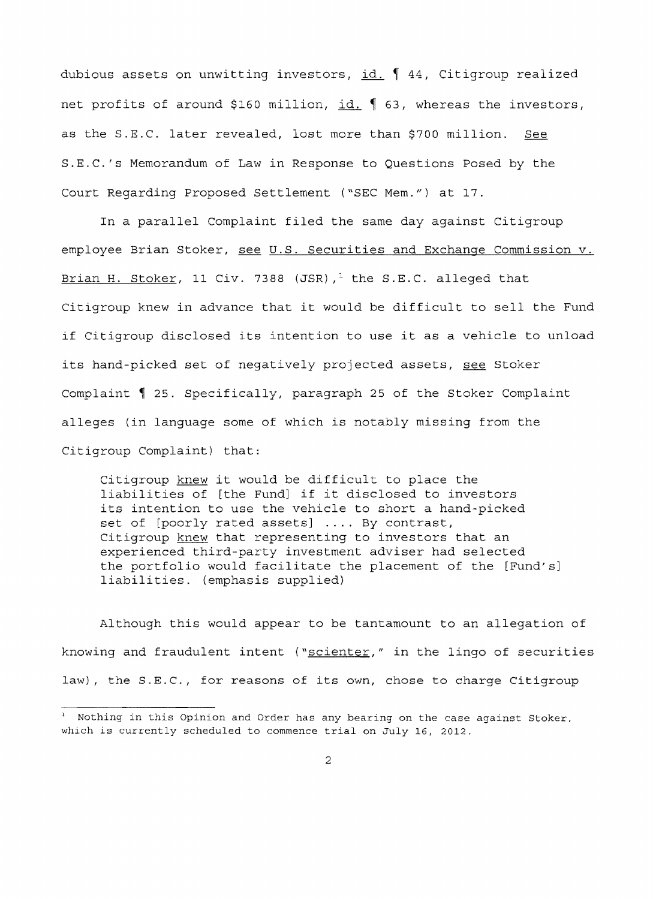dubious assets on unwitting investors, id. ¶ 44, Citigroup realized net profits of around $160 million, id. ¶ 63, whereas the investors, as the S.E.C. later revealed, lost more than $700 million. See S.E.C.'s Memorandum of Law in Response to Questions Posed by the Court Regarding Proposed Settlement ("SEC Mem.") at 17.

In a parallel Complaint filed the same day against Citigroup employee Brian Stoker, see U.S. Securities and Exchange Commission v. Brian H. Stoker, 11 Civ. 7388 (JSR),[1] the S.E.C. alleged that Citigroup knew in advance that it would be difficult to sell the Fund if Citigroup disclosed its intention to use it as a vehicle to unload its hand-picked set of negatively projected assets, see Stoker Complaint ¶ 25. Specifically, paragraph 25 of the Stoker Complaint alleges (in language some of which is notably missing from the Citigroup Complaint) that:

> Citigroup knew it would be difficult to place the liabilities of [the Fund] if it disclosed to investors its intention to use the vehicle to short a hand-picked set of [poorly rated assets] .... By contrast, Citigroup knew that representing to investors that an experienced third-party investment adviser had selected the portfolio would facilitate the placement of the [Fund's] liabilities. (emphasis supplied)

Although this would appear to be tantamount to an allegation of knowing and fraudulent intent ("scienter," in the lingo of securities law), the S.E.C., for reasons of its own, chose to charge Citigroup

[1] Nothing in this Opinion and Order has any bearing on the case against Stoker, which is currently scheduled to commence trial on July 16, 2012.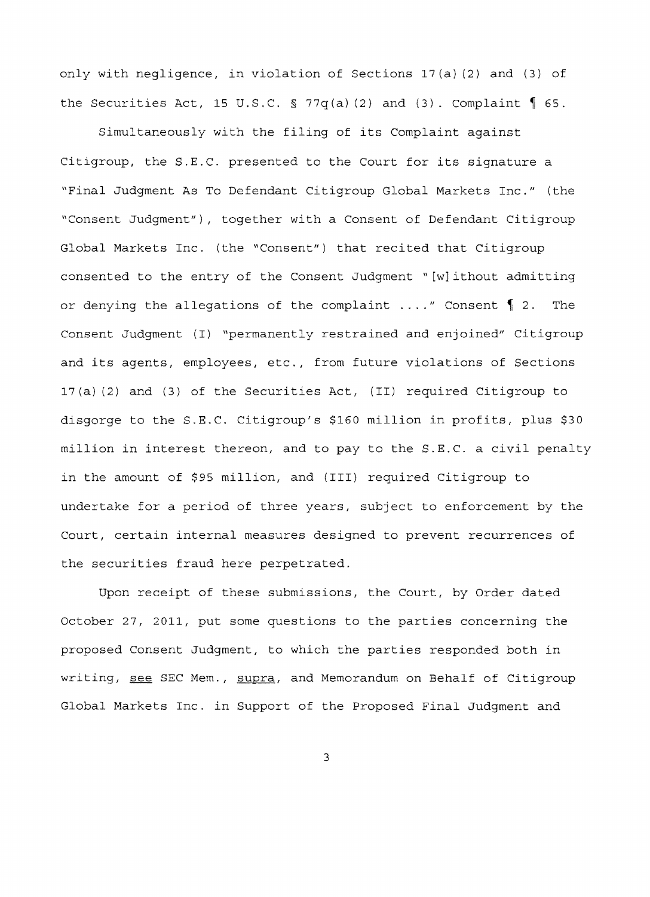only with negligence, in violation of Sections 17(a)(2) and (3) of the Securities Act, 15 U.S.C. § 77q(a)(2) and (3). Complaint ¶ 65.

Simultaneously with the filing of its Complaint against Citigroup, the S.E.C. presented to the Court for its signature a "Final Judgment As To Defendant Citigroup Global Markets Inc." (the "Consent Judgment"), together with a Consent of Defendant Citigroup Global Markets Inc. (the "Consent") that recited that Citigroup consented to the entry of the Consent Judgment "[w]ithout admitting or denying the allegations of the complaint ...." Consent ¶ 2. The Consent Judgment (I) "permanently restrained and enjoined" Citigroup and its agents, employees, etc., from future violations of Sections 17(a)(2) and (3) of the Securities Act, (II) required Citigroup to disgorge to the S.E.C. Citigroup's $160 million in profits, plus $30 million in interest thereon, and to pay to the S.E.C. a civil penalty in the amount of $95 million, and (III) required Citigroup to undertake for a period of three years, subject to enforcement by the Court, certain internal measures designed to prevent recurrences of the securities fraud here perpetrated.

Upon receipt of these submissions, the Court, by Order dated October 27, 2011, put some questions to the parties concerning the proposed Consent Judgment, to which the parties responded both in writing, <u>see</u> SEC Mem., <u>supra</u>, and Memorandum on Behalf of Citigroup Global Markets Inc. in Support of the Proposed Final Judgment and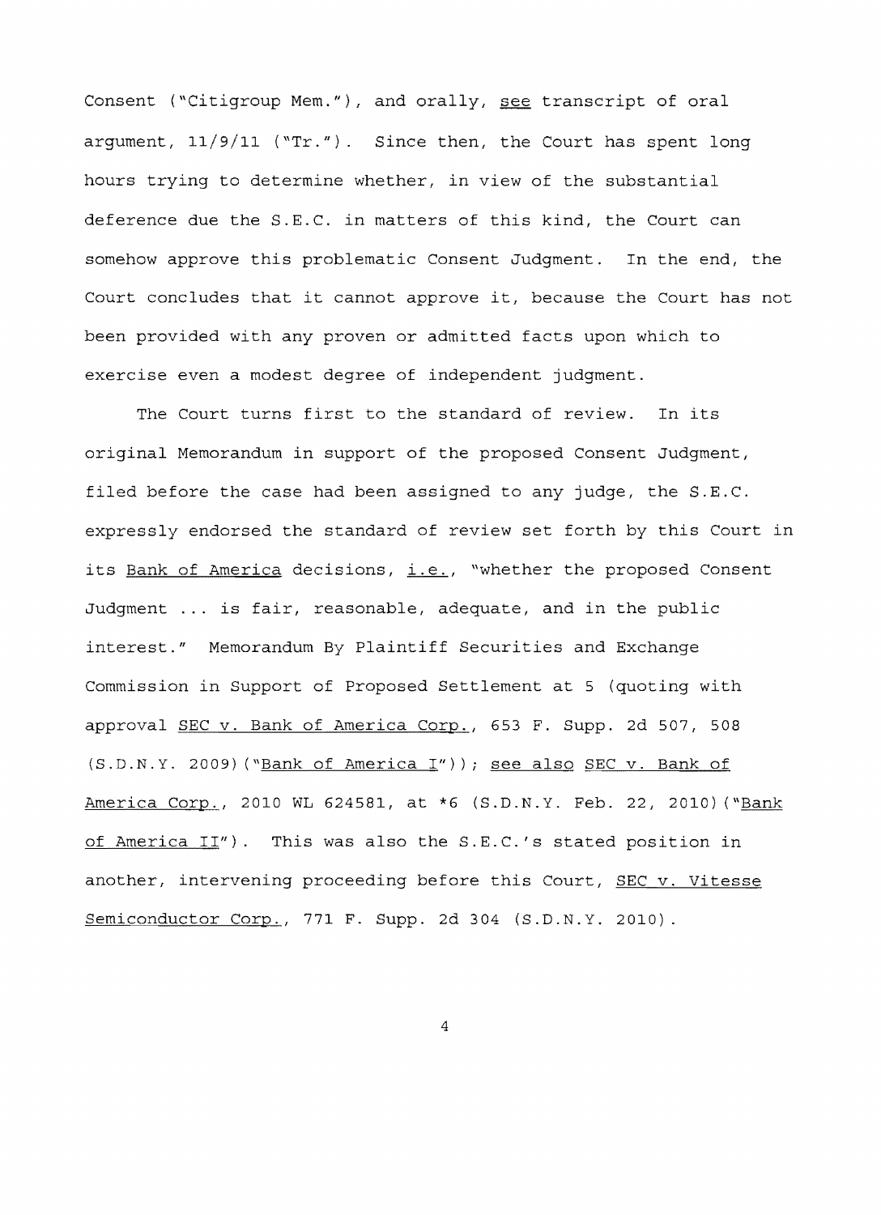Consent ("Citigroup Mem."), and orally, _see_ transcript of oral argument, 11/9/11 ("Tr."). Since then, the Court has spent long hours trying to determine whether, in view of the substantial deference due the S.E.C. in matters of this kind, the Court can somehow approve this problematic Consent Judgment. In the end, the Court concludes that it cannot approve it, because the Court has not been provided with any proven or admitted facts upon which to exercise even a modest degree of independent judgment.

The Court turns first to the standard of review. In its original Memorandum in support of the proposed Consent Judgment, filed before the case had been assigned to any judge, the S.E.C. expressly endorsed the standard of review set forth by this Court in its _Bank of America_ decisions, _i.e._, "whether the proposed Consent Judgment ... is fair, reasonable, adequate, and in the public interest." Memorandum By Plaintiff Securities and Exchange Commission in Support of Proposed Settlement at 5 (quoting with approval _SEC v. Bank of America Corp._, 653 F. Supp. 2d 507, 508 (S.D.N.Y. 2009)("_Bank of America I_")); _see also_ _SEC v. Bank of America Corp._, 2010 WL 624581, at *6 (S.D.N.Y. Feb. 22, 2010)("_Bank of America II_"). This was also the S.E.C.'s stated position in another, intervening proceeding before this Court, _SEC v. Vitesse Semiconductor Corp._, 771 F. Supp. 2d 304 (S.D.N.Y. 2010).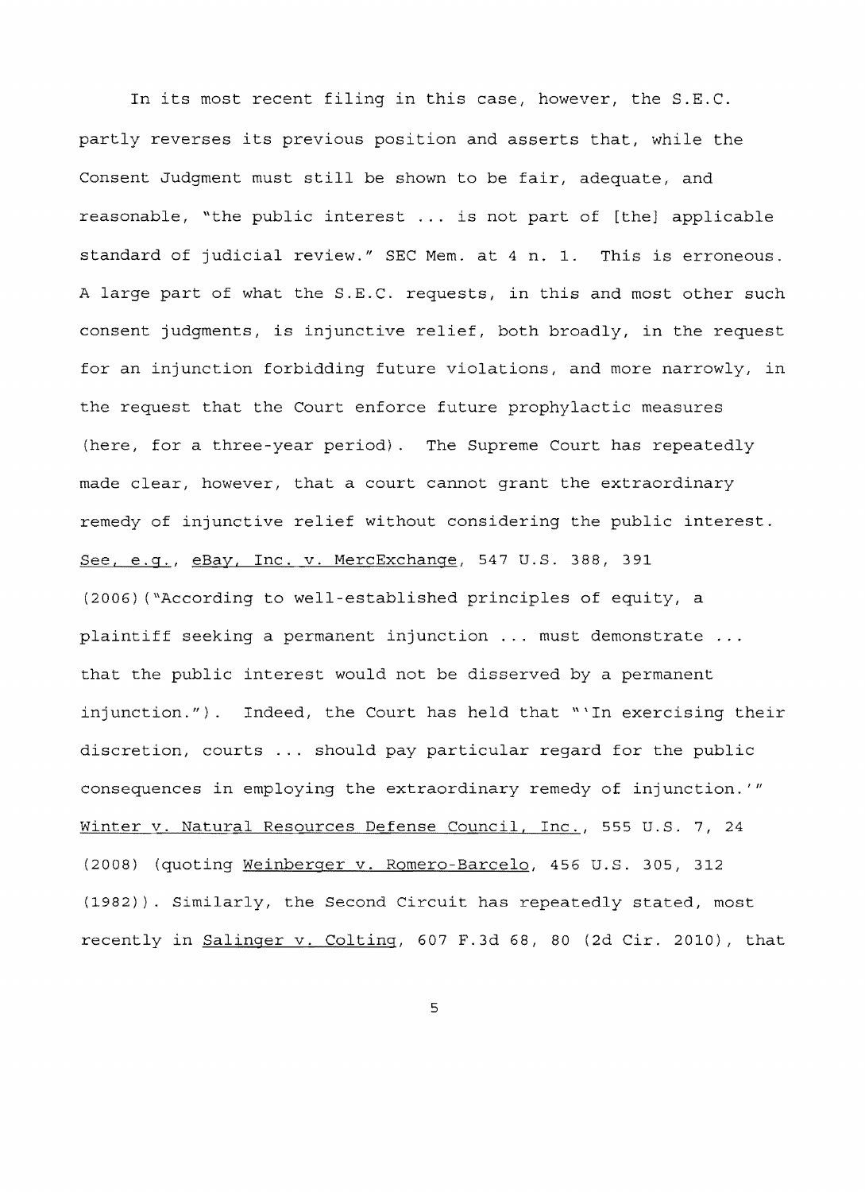In its most recent filing in this case, however, the S.E.C. partly reverses its previous position and asserts that, while the Consent Judgment must still be shown to be fair, adequate, and reasonable, "the public interest ... is not part of [the] applicable standard of judicial review." SEC Mem. at 4 n. 1. This is erroneous. A large part of what the S.E.C. requests, in this and most other such consent judgments, is injunctive relief, both broadly, in the request for an injunction forbidding future violations, and more narrowly, in the request that the Court enforce future prophylactic measures (here, for a three-year period). The Supreme Court has repeatedly made clear, however, that a court cannot grant the extraordinary remedy of injunctive relief without considering the public interest. See, e.g., eBay, Inc. v. MercExchange, 547 U.S. 388, 391 (2006)("According to well-established principles of equity, a plaintiff seeking a permanent injunction ... must demonstrate ... that the public interest would not be disserved by a permanent injunction."). Indeed, the Court has held that "'In exercising their discretion, courts ... should pay particular regard for the public consequences in employing the extraordinary remedy of injunction.'" Winter v. Natural Resources Defense Council, Inc., 555 U.S. 7, 24 (2008) (quoting Weinberger v. Romero-Barcelo, 456 U.S. 305, 312 (1982)). Similarly, the Second Circuit has repeatedly stated, most recently in Salinger v. Colting, 607 F.3d 68, 80 (2d Cir. 2010), that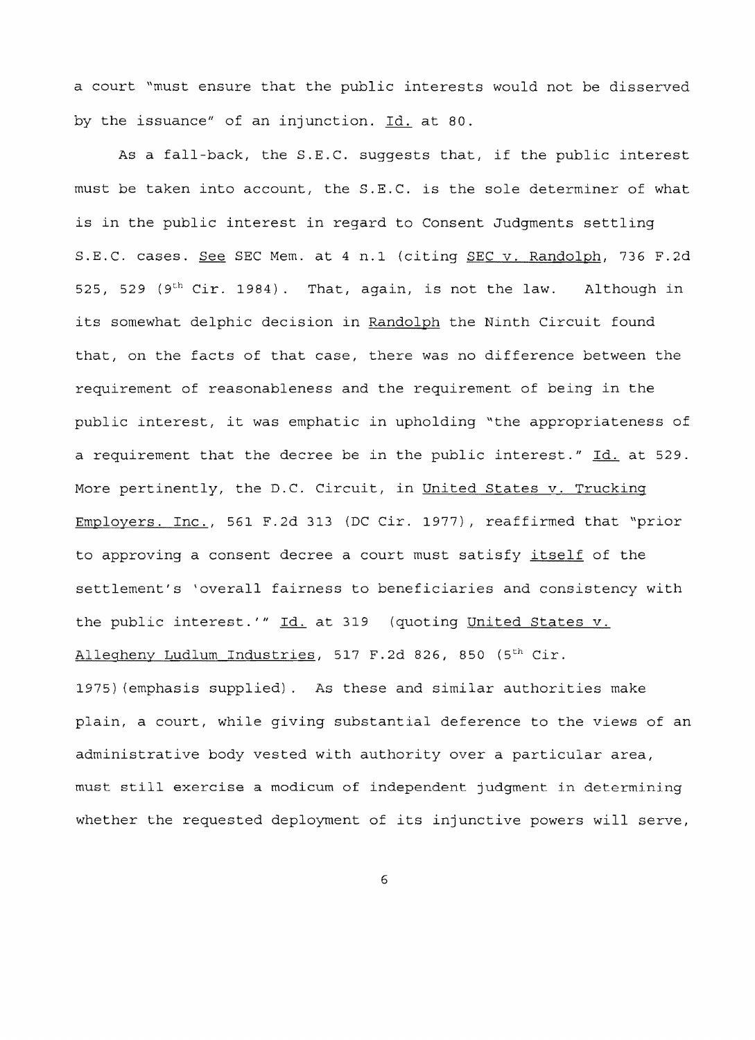a court "must ensure that the public interests would not be disserved by the issuance" of an injunction. Id. at 80.

As a fall-back, the S.E.C. suggests that, if the public interest must be taken into account, the S.E.C. is the sole determiner of what is in the public interest in regard to Consent Judgments settling S.E.C. cases. See SEC Mem. at 4 n.1 (citing SEC v. Randolph, 736 F.2d 525, 529 (9th Cir. 1984). That, again, is not the law. Although in its somewhat delphic decision in Randolph the Ninth Circuit found that, on the facts of that case, there was no difference between the requirement of reasonableness and the requirement of being in the public interest, it was emphatic in upholding "the appropriateness of a requirement that the decree be in the public interest." Id. at 529. More pertinently, the D.C. Circuit, in United States v. Trucking Employers. Inc., 561 F.2d 313 (DC Cir. 1977), reaffirmed that "prior to approving a consent decree a court must satisfy itself of the settlement's 'overall fairness to beneficiaries and consistency with the public interest.'" Id. at 319 (quoting United States v. Allegheny Ludlum Industries, 517 F.2d 826, 850 (5th Cir. 1975)(emphasis supplied). As these and similar authorities make plain, a court, while giving substantial deference to the views of an administrative body vested with authority over a particular area, must still exercise a modicum of independent judgment in determining whether the requested deployment of its injunctive powers will serve,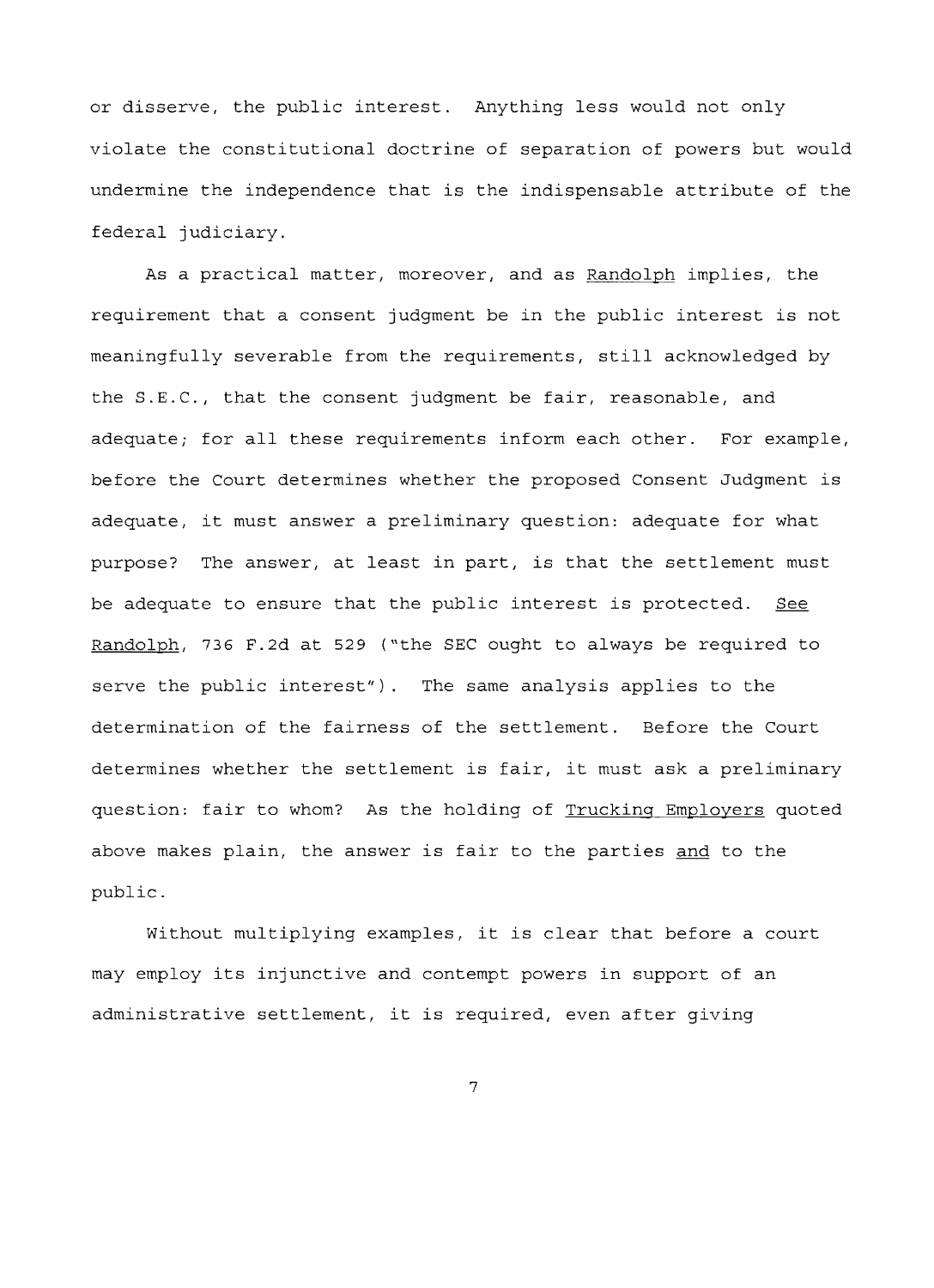or disserve, the public interest. Anything less would not only violate the constitutional doctrine of separation of powers but would undermine the independence that is the indispensable attribute of the federal judiciary.

As a practical matter, moreover, and as Randolph implies, the requirement that a consent judgment be in the public interest is not meaningfully severable from the requirements, still acknowledged by the S.E.C., that the consent judgment be fair, reasonable, and adequate; for all these requirements inform each other. For example, before the Court determines whether the proposed Consent Judgment is adequate, it must answer a preliminary question: adequate for what purpose? The answer, at least in part, is that the settlement must be adequate to ensure that the public interest is protected. See Randolph, 736 F.2d at 529 ("the SEC ought to always be required to serve the public interest"). The same analysis applies to the determination of the fairness of the settlement. Before the Court determines whether the settlement is fair, it must ask a preliminary question: fair to whom? As the holding of Trucking Employers quoted above makes plain, the answer is fair to the parties and to the public.

Without multiplying examples, it is clear that before a court may employ its injunctive and contempt powers in support of an administrative settlement, it is required, even after giving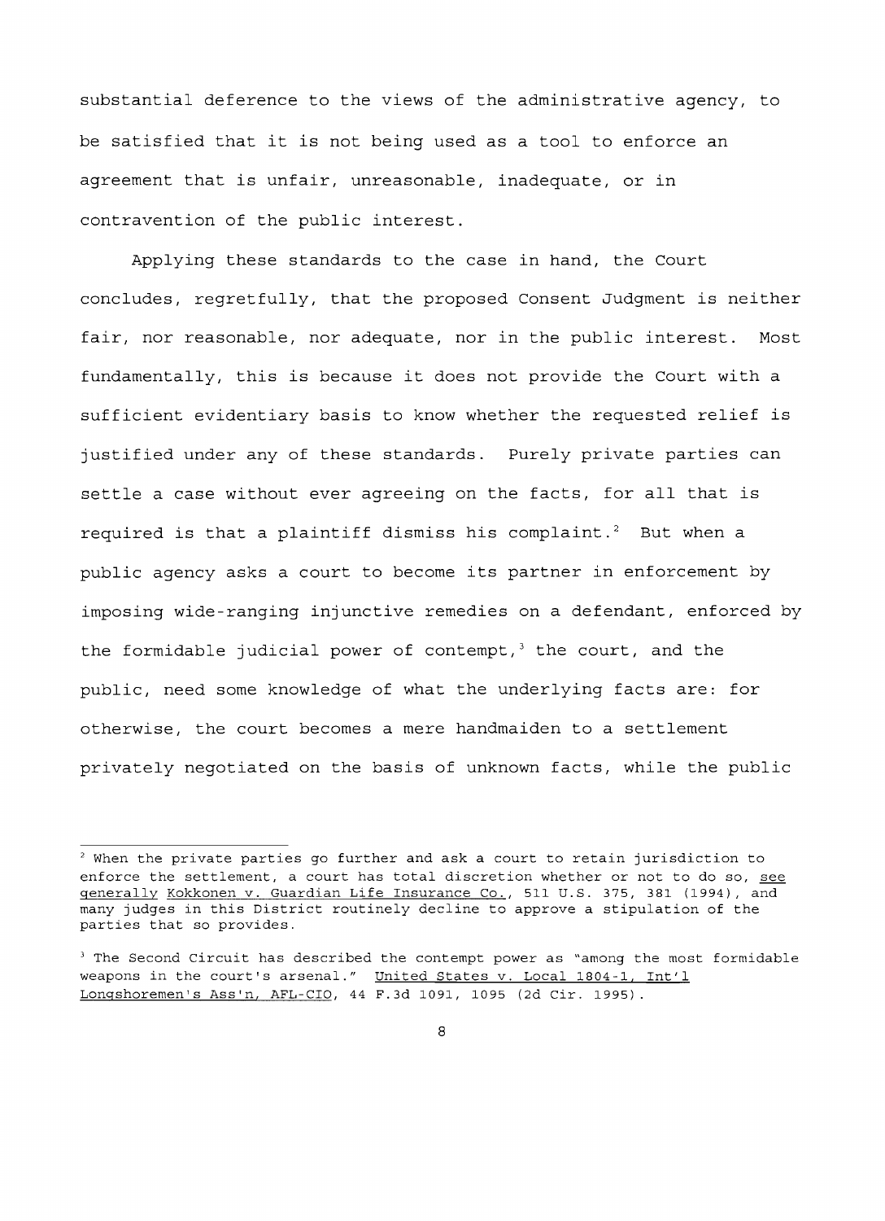substantial deference to the views of the administrative agency, to be satisfied that it is not being used as a tool to enforce an agreement that is unfair, unreasonable, inadequate, or in contravention of the public interest.

Applying these standards to the case in hand, the Court concludes, regretfully, that the proposed Consent Judgment is neither fair, nor reasonable, nor adequate, nor in the public interest. Most fundamentally, this is because it does not provide the Court with a sufficient evidentiary basis to know whether the requested relief is justified under any of these standards. Purely private parties can settle a case without ever agreeing on the facts, for all that is required is that a plaintiff dismiss his complaint.[2] But when a public agency asks a court to become its partner in enforcement by imposing wide-ranging injunctive remedies on a defendant, enforced by the formidable judicial power of contempt,[3] the court, and the public, need some knowledge of what the underlying facts are: for otherwise, the court becomes a mere handmaiden to a settlement privately negotiated on the basis of unknown facts, while the public

---

[2] When the private parties go further and ask a court to retain jurisdiction to enforce the settlement, a court has total discretion whether or not to do so, see generally Kokkonen v. Guardian Life Insurance Co., 511 U.S. 375, 381 (1994), and many judges in this District routinely decline to approve a stipulation of the parties that so provides.

[3] The Second Circuit has described the contempt power as "among the most formidable weapons in the court's arsenal." United States v. Local 1804-1, Int'l Longshoremen's Ass'n, AFL-CIO, 44 F.3d 1091, 1095 (2d Cir. 1995).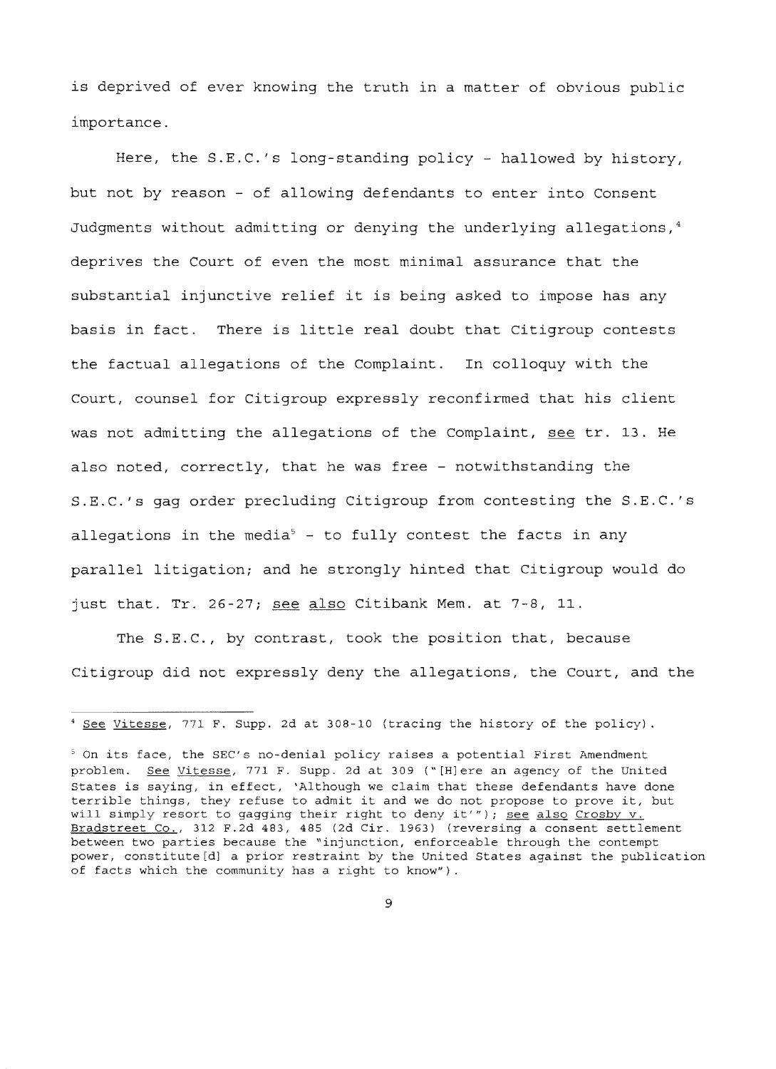is deprived of ever knowing the truth in a matter of obvious public importance.

Here, the S.E.C.'s long-standing policy - hallowed by history, but not by reason - of allowing defendants to enter into Consent Judgments without admitting or denying the underlying allegations,[4] deprives the Court of even the most minimal assurance that the substantial injunctive relief it is being asked to impose has any basis in fact. There is little real doubt that Citigroup contests the factual allegations of the Complaint. In colloquy with the Court, counsel for Citigroup expressly reconfirmed that his client was not admitting the allegations of the Complaint, see tr. 13. He also noted, correctly, that he was free - notwithstanding the S.E.C.'s gag order precluding Citigroup from contesting the S.E.C.'s allegations in the media[5] - to fully contest the facts in any parallel litigation; and he strongly hinted that Citigroup would do just that. Tr. 26-27; see also Citibank Mem. at 7-8, 11.

The S.E.C., by contrast, took the position that, because Citigroup did not expressly deny the allegations, the Court, and the

---

[4] See Vitesse, 771 F. Supp. 2d at 308-10 (tracing the history of the policy).

[5] On its face, the SEC's no-denial policy raises a potential First Amendment problem. See Vitesse, 771 F. Supp. 2d at 309 ("[H]ere an agency of the United States is saying, in effect, 'Although we claim that these defendants have done terrible things, they refuse to admit it and we do not propose to prove it, but will simply resort to gagging their right to deny it'"); see also Crosby v. Bradstreet Co., 312 F.2d 483, 485 (2d Cir. 1963) (reversing a consent settlement between two parties because the "injunction, enforceable through the contempt power, constitute[d] a prior restraint by the United States against the publication of facts which the community has a right to know").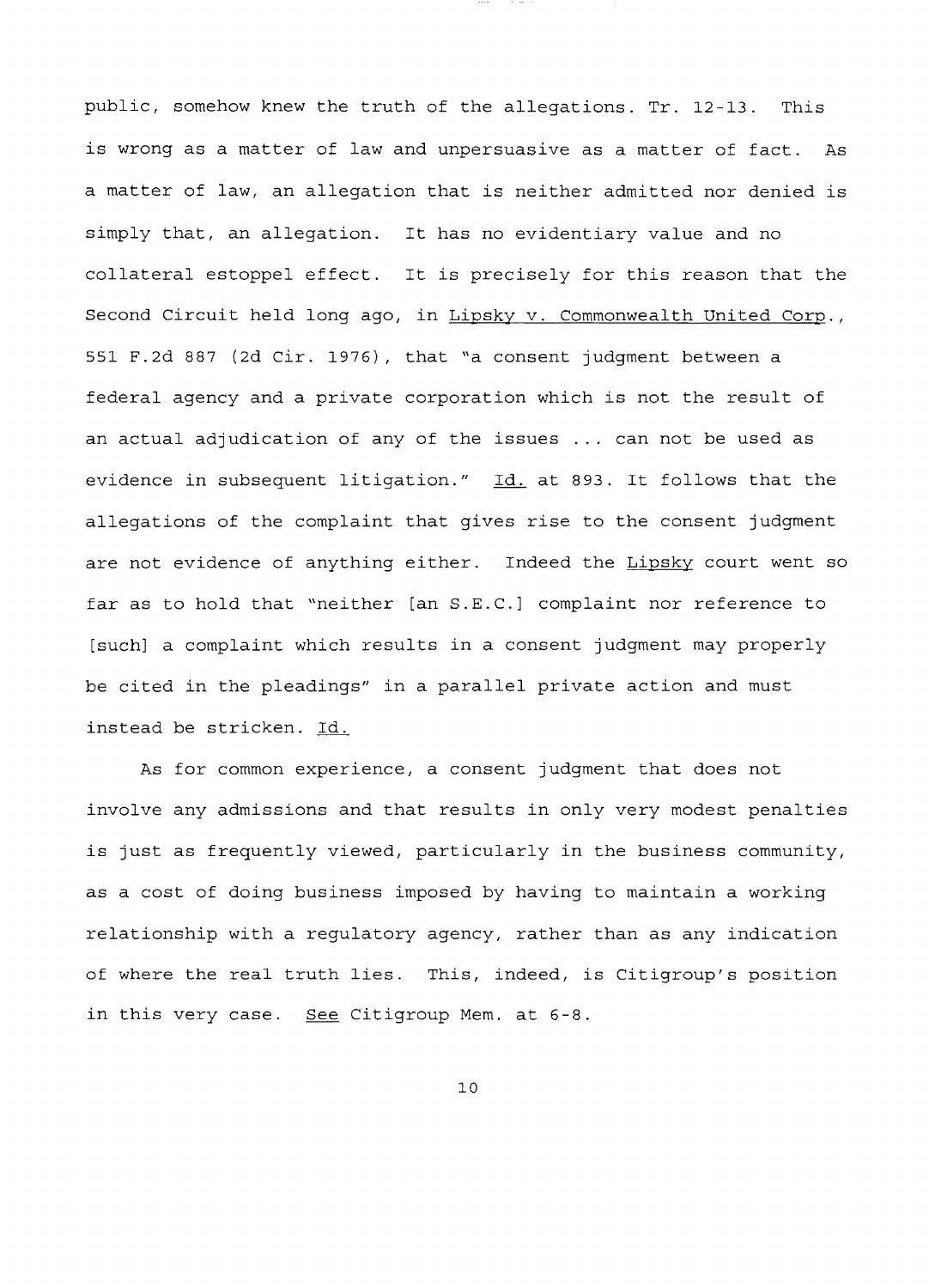public, somehow knew the truth of the allegations. Tr. 12-13. This is wrong as a matter of law and unpersuasive as a matter of fact. As a matter of law, an allegation that is neither admitted nor denied is simply that, an allegation. It has no evidentiary value and no collateral estoppel effect. It is precisely for this reason that the Second Circuit held long ago, in Lipsky v. Commonwealth United Corp., 551 F.2d 887 (2d Cir. 1976), that "a consent judgment between a federal agency and a private corporation which is not the result of an actual adjudication of any of the issues ... can not be used as evidence in subsequent litigation." Id. at 893. It follows that the allegations of the complaint that gives rise to the consent judgment are not evidence of anything either. Indeed the Lipsky court went so far as to hold that "neither [an S.E.C.] complaint nor reference to [such] a complaint which results in a consent judgment may properly be cited in the pleadings" in a parallel private action and must instead be stricken. Id.

As for common experience, a consent judgment that does not involve any admissions and that results in only very modest penalties is just as frequently viewed, particularly in the business community, as a cost of doing business imposed by having to maintain a working relationship with a regulatory agency, rather than as any indication of where the real truth lies. This, indeed, is Citigroup's position in this very case. See Citigroup Mem. at 6-8.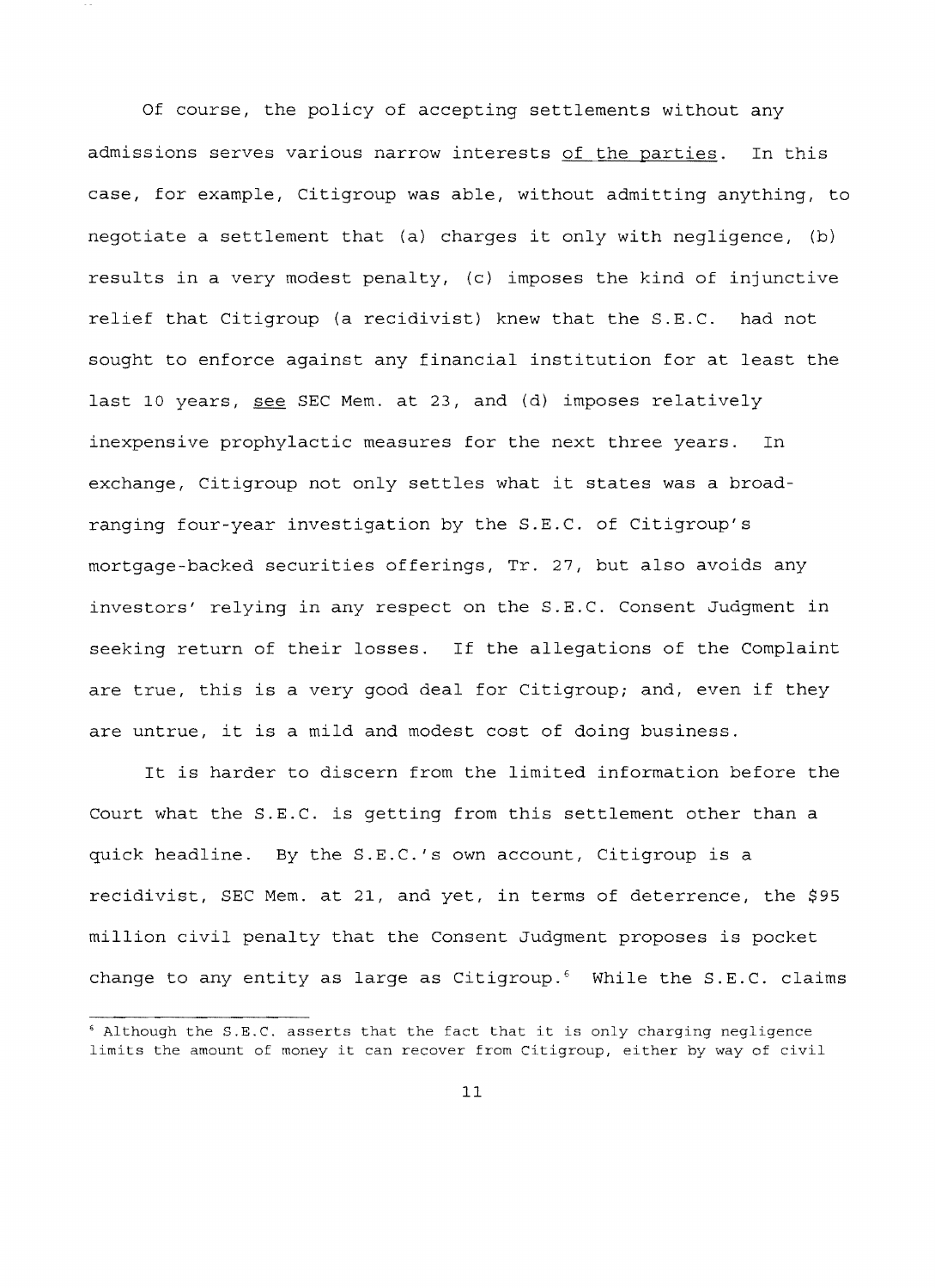Of course, the policy of accepting settlements without any admissions serves various narrow interests of the parties. In this case, for example, Citigroup was able, without admitting anything, to negotiate a settlement that (a) charges it only with negligence, (b) results in a very modest penalty, (c) imposes the kind of injunctive relief that Citigroup (a recidivist) knew that the S.E.C. had not sought to enforce against any financial institution for at least the last 10 years, see SEC Mem. at 23, and (d) imposes relatively inexpensive prophylactic measures for the next three years. In exchange, Citigroup not only settles what it states was a broad-ranging four-year investigation by the S.E.C. of Citigroup's mortgage-backed securities offerings, Tr. 27, but also avoids any investors' relying in any respect on the S.E.C. Consent Judgment in seeking return of their losses. If the allegations of the Complaint are true, this is a very good deal for Citigroup; and, even if they are untrue, it is a mild and modest cost of doing business.

It is harder to discern from the limited information before the Court what the S.E.C. is getting from this settlement other than a quick headline. By the S.E.C.'s own account, Citigroup is a recidivist, SEC Mem. at 21, and yet, in terms of deterrence, the $95 million civil penalty that the Consent Judgment proposes is pocket change to any entity as large as Citigroup.[6] While the S.E.C. claims

[6] Although the S.E.C. asserts that the fact that it is only charging negligence limits the amount of money it can recover from Citigroup, either by way of civil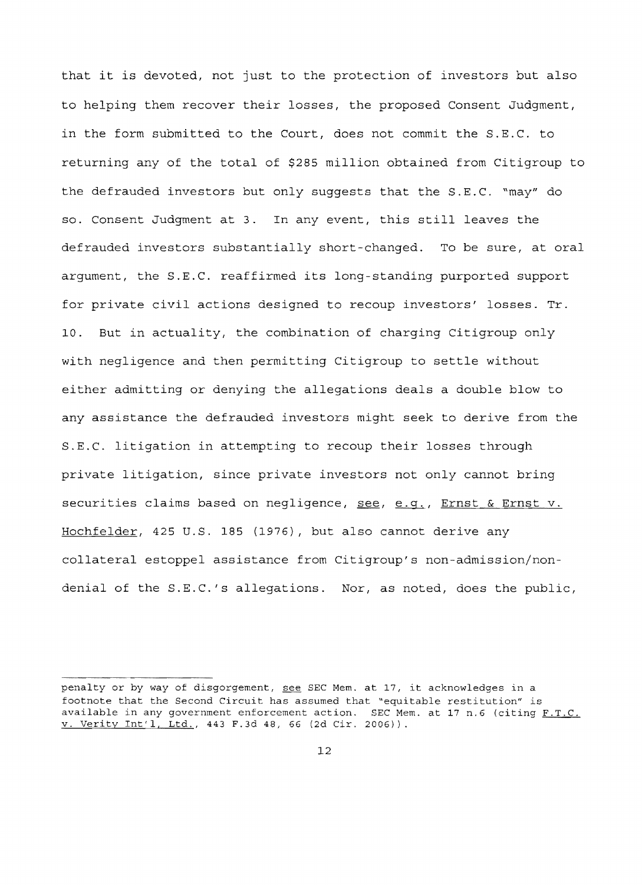that it is devoted, not just to the protection of investors but also to helping them recover their losses, the proposed Consent Judgment, in the form submitted to the Court, does not commit the S.E.C. to returning any of the total of $285 million obtained from Citigroup to the defrauded investors but only suggests that the S.E.C. "may" do so. Consent Judgment at 3. In any event, this still leaves the defrauded investors substantially short-changed. To be sure, at oral argument, the S.E.C. reaffirmed its long-standing purported support for private civil actions designed to recoup investors' losses. Tr. 10. But in actuality, the combination of charging Citigroup only with negligence and then permitting Citigroup to settle without either admitting or denying the allegations deals a double blow to any assistance the defrauded investors might seek to derive from the S.E.C. litigation in attempting to recoup their losses through private litigation, since private investors not only cannot bring securities claims based on negligence, see, e.g., Ernst & Ernst v. Hochfelder, 425 U.S. 185 (1976), but also cannot derive any collateral estoppel assistance from Citigroup's non-admission/non-denial of the S.E.C.'s allegations. Nor, as noted, does the public,

---

penalty or by way of disgorgement, see SEC Mem. at 17, it acknowledges in a footnote that the Second Circuit has assumed that "equitable restitution" is available in any government enforcement action. SEC Mem. at 17 n.6 (citing F.T.C. v. Verity Int'l, Ltd., 443 F.3d 48, 66 (2d Cir. 2006)).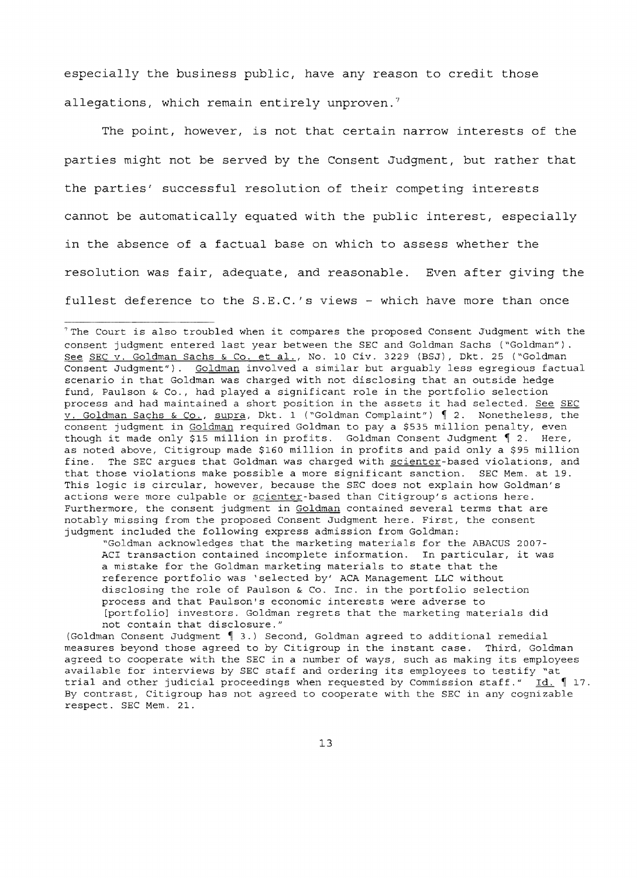especially the business public, have any reason to credit those allegations, which remain entirely unproven.[7]

The point, however, is not that certain narrow interests of the parties might not be served by the Consent Judgment, but rather that the parties' successful resolution of their competing interests cannot be automatically equated with the public interest, especially in the absence of a factual base on which to assess whether the resolution was fair, adequate, and reasonable. Even after giving the fullest deference to the S.E.C.'s views – which have more than once

---

[7] The Court is also troubled when it compares the proposed Consent Judgment with the consent judgment entered last year between the SEC and Goldman Sachs ("Goldman"). See SEC v. Goldman Sachs & Co. et al., No. 10 Civ. 3229 (BSJ), Dkt. 25 ("Goldman Consent Judgment"). Goldman involved a similar but arguably less egregious factual scenario in that Goldman was charged with not disclosing that an outside hedge fund, Paulson & Co., had played a significant role in the portfolio selection process and had maintained a short position in the assets it had selected. See SEC v. Goldman Sachs & Co., supra, Dkt. 1 ("Goldman Complaint") ¶ 2. Nonetheless, the consent judgment in Goldman required Goldman to pay a $535 million penalty, even though it made only $15 million in profits. Goldman Consent Judgment ¶ 2. Here, as noted above, Citigroup made $160 million in profits and paid only a $95 million fine. The SEC argues that Goldman was charged with scienter-based violations, and that those violations make possible a more significant sanction. SEC Mem. at 19. This logic is circular, however, because the SEC does not explain how Goldman's actions were more culpable or scienter-based than Citigroup's actions here. Furthermore, the consent judgment in Goldman contained several terms that are notably missing from the proposed Consent Judgment here. First, the consent judgment included the following express admission from Goldman:

> "Goldman acknowledges that the marketing materials for the ABACUS 2007-ACI transaction contained incomplete information. In particular, it was a mistake for the Goldman marketing materials to state that the reference portfolio was 'selected by' ACA Management LLC without disclosing the role of Paulson & Co. Inc. in the portfolio selection process and that Paulson's economic interests were adverse to [portfolio] investors. Goldman regrets that the marketing materials did not contain that disclosure."

(Goldman Consent Judgment ¶ 3.) Second, Goldman agreed to additional remedial measures beyond those agreed to by Citigroup in the instant case. Third, Goldman agreed to cooperate with the SEC in a number of ways, such as making its employees available for interviews by SEC staff and ordering its employees to testify "at trial and other judicial proceedings when requested by Commission staff." Id. ¶ 17. By contrast, Citigroup has not agreed to cooperate with the SEC in any cognizable respect. SEC Mem. 21.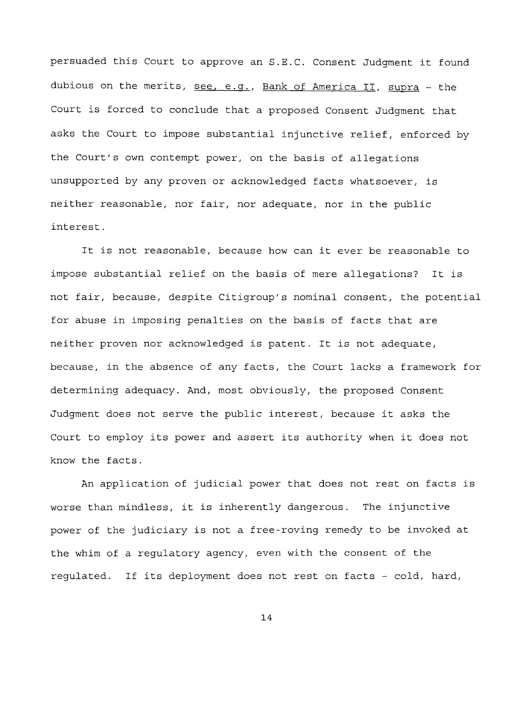persuaded this Court to approve an S.E.C. Consent Judgment it found dubious on the merits, see, e.g., Bank of America II, supra - the Court is forced to conclude that a proposed Consent Judgment that asks the Court to impose substantial injunctive relief, enforced by the Court's own contempt power, on the basis of allegations unsupported by any proven or acknowledged facts whatsoever, is neither reasonable, nor fair, nor adequate, nor in the public interest.

It is not reasonable, because how can it ever be reasonable to impose substantial relief on the basis of mere allegations? It is not fair, because, despite Citigroup's nominal consent, the potential for abuse in imposing penalties on the basis of facts that are neither proven nor acknowledged is patent. It is not adequate, because, in the absence of any facts, the Court lacks a framework for determining adequacy. And, most obviously, the proposed Consent Judgment does not serve the public interest, because it asks the Court to employ its power and assert its authority when it does not know the facts.

An application of judicial power that does not rest on facts is worse than mindless, it is inherently dangerous. The injunctive power of the judiciary is not a free-roving remedy to be invoked at the whim of a regulatory agency, even with the consent of the regulated. If its deployment does not rest on facts - cold, hard,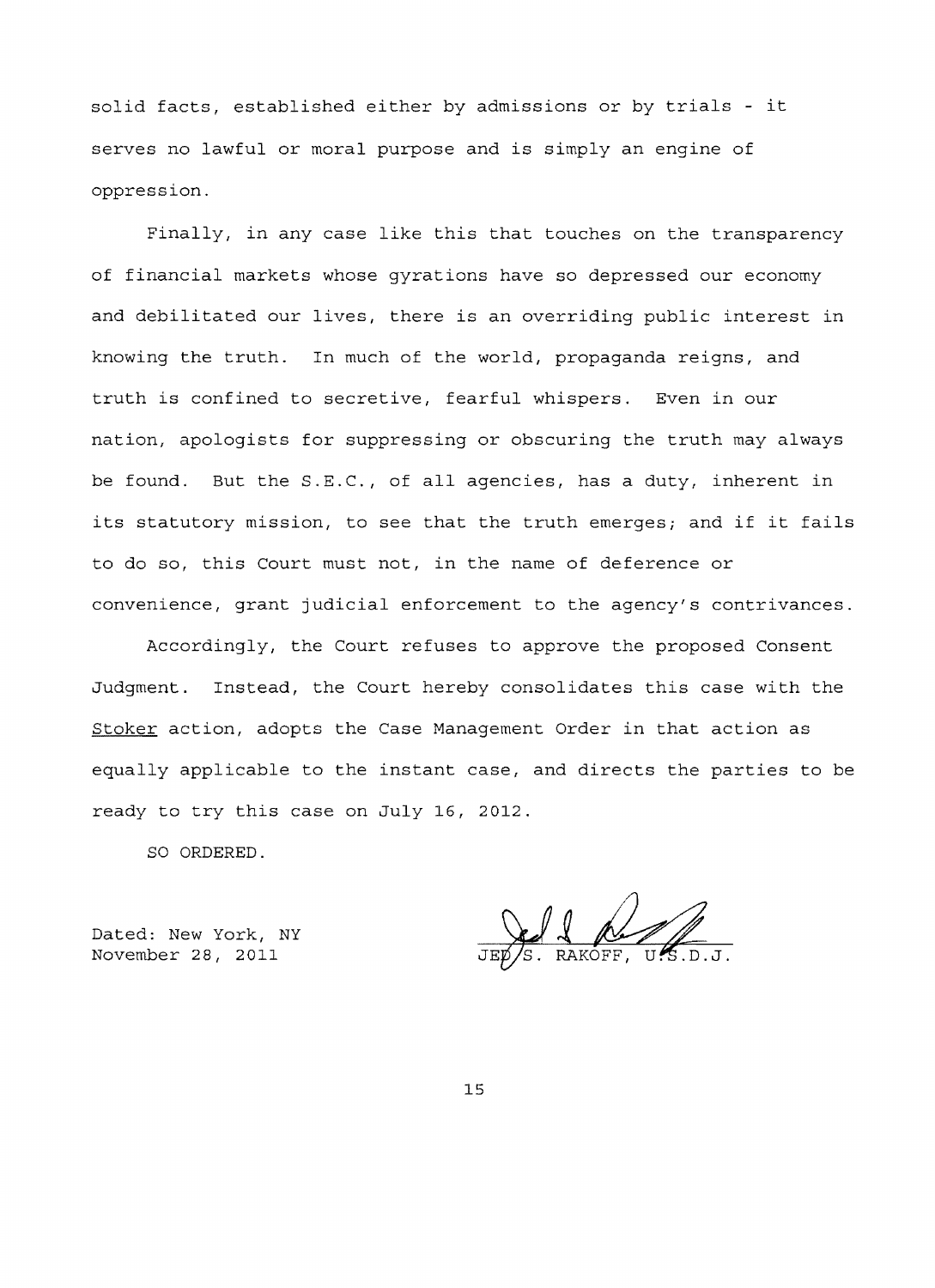solid facts, established either by admissions or by trials - it serves no lawful or moral purpose and is simply an engine of oppression.

Finally, in any case like this that touches on the transparency of financial markets whose gyrations have so depressed our economy and debilitated our lives, there is an overriding public interest in knowing the truth. In much of the world, propaganda reigns, and truth is confined to secretive, fearful whispers. Even in our nation, apologists for suppressing or obscuring the truth may always be found. But the S.E.C., of all agencies, has a duty, inherent in its statutory mission, to see that the truth emerges; and if it fails to do so, this Court must not, in the name of deference or convenience, grant judicial enforcement to the agency's contrivances.

Accordingly, the Court refuses to approve the proposed Consent Judgment. Instead, the Court hereby consolidates this case with the Stoker action, adopts the Case Management Order in that action as equally applicable to the instant case, and directs the parties to be ready to try this case on July 16, 2012.

SO ORDERED.

Dated: New York, NY
November 28, 2011

JED S. RAKOFF, U.S.D.J.